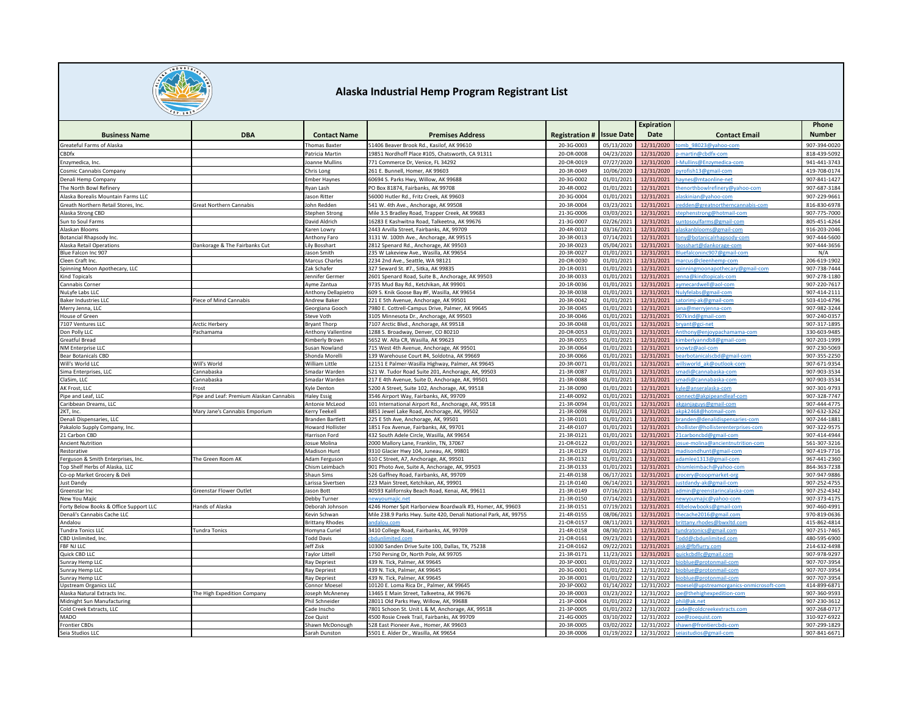# Alaska Industrial Hemp Program Registrant List

| Business Name | DBA | Contact Name | Premises Address | Registration # | Issue Date | Expiration Date | Contact Email | Phone Number |
|---|---|---|---|---|---|---|---|---|
| Greateful Farms of Alaska | | Thomas Baxter | 51406 Beaver Brook Rd., Kasilof, AK 99610 | 20-3G-0003 | 05/13/2020 | 12/31/2020 | tomb_98023@yahoo-com | 907-394-0020 |
| CBDfx | | Patricia Martin | 19851 Nordhoff Place #105, Chatsworth, CA 91311 | 20-OR-0008 | 04/23/2020 | 12/31/2020 | p-martin@cbdfx-com | 818-439-5092 |
| Enzymedica, Inc. | | Joanne Mullins | 771 Commerce Dr, Venice, FL 34292 | 20-OR-0019 | 07/27/2020 | 12/31/2020 | J-Mullins@Enzymedica-com | 941-441-3743 |
| Cosmic Cannabis Company | | Chris Long | 261 E. Bunnell, Homer, AK 99603 | 20-3R-0049 | 10/06/2020 | 12/31/2020 | pyrofish13@gmail-com | 419-708-0174 |
| Denali Hemp Company | | Ember Haynes | 60694 S. Parks Hwy, Willow, AK 99688 | 20-3G-0002 | 01/01/2021 | 12/31/2021 | haynes@mtaonline-net | 907-841-1427 |
| The North Bowl Refinery | | Ryan Lash | PO Box 81874, Fairbanks, AK 99708 | 20-4R-0002 | 01/01/2021 | 12/31/2021 | thenorthbowlrefinery@yahoo-com | 907-687-3184 |
| Alaska Borealis Mountain Farms LLC | | Jason Ritter | 56000 Hutler Rd., Fritz Creek, AK 99603 | 20-3G-0004 | 01/01/2021 | 12/31/2021 | alaskinian@yahoo-com | 907-229-9661 |
| Greath Northern Retail Stores, Inc. | Great Northern Cannabis | John Redden | 541 W. 4th Ave., Anchorage, AK 99508 | 20-3R-0004 | 03/23/2021 | 12/31/2021 | jredden@greatnortherncannabis-com | 816-830-6978 |
| Alaska Strong CBD | | Stephen Strong | Mile 3.5 Bradley Road, Trapper Creek, AK 99683 | 21-3G-0006 | 03/03/2021 | 12/31/2021 | stephenstrong@hotmail-com | 907-775-7000 |
| Sun to Soul Farms | | David Aldrich | 16283 E Kashwitna Road, Talkeetna, AK 99676 | 21-3G-0007 | 02/26/2021 | 12/31/2021 | suntosoulfarms@gmail-com | 805-451-4264 |
| Alaskan Blooms | | Karen Lowry | 2443 Arvilla Street, Fairbanks, AK 99709 | 20-4R-0012 | 03/16/2021 | 12/31/2021 | alaskanblooms@gmail-com | 916-203-2046 |
| Botancial Rhapsody Inc. | | Anthony Faro | 3131 W. 100th Ave., Anchorage, AK 99515 | 20-3R-0013 | 07/14/2021 | 12/31/2021 | tony@botanicalrhapsody-com | 907-444-5600 |
| Alaska Retail Operations | Dankorage & The Fairbanks Cut | Lily Bosshart | 2812 Spenard Rd., Anchorage, AK 99503 | 20-3R-0023 | 05/04/2021 | 12/31/2021 | lbosshart@dankorage-com | 907-444-3656 |
| Blue Falcon Inc 907 | | Jason Smith | 235 W Lakeview Ave., Wasilla, AK 99654 | 20-3R-0027 | 01/01/2021 | 12/31/2021 | Bluefalconinc907@gmail-com | N/A |
| Cleen Craft Inc. | | Marcus Charles | 2234 2nd Ave., Seattle, WA 98121 | 20-OR-0030 | 01/01/2021 | 12/31/2021 | marcus@cleenhemp-com | 206-619-1902 |
| Spinning Moon Apothecary, LLC | | Zak Schafer | 327 Seward St. #7., Sitka, AK 99835 | 20-1R-0031 | 01/01/2021 | 12/31/2021 | spinningmoonapothecary@gmail-com | 907-738-7444 |
| Kind Topicals | | Jennifer Germer | 2601 Spenard Road, Suite B., Anchorage, AK 99503 | 20-3R-0033 | 01/01/2021 | 12/31/2021 | jenna@kindtopicals-com | 907-278-1180 |
| Cannabis Corner | | Ayme Zantua | 9735 Mud Bay Rd., Ketchikan, AK 99901 | 20-1R-0036 | 01/01/2021 | 12/31/2021 | aymecardwell@aol-com | 907-220-7617 |
| NuLyfe Labs LLC | | Anthony Dellapietro | 609 S. Knik Goose Bay #F, Wasilla, AK 99654 | 20-3R-0038 | 01/01/2021 | 12/31/2021 | Nulyfelabs@gmail-com | 907-414-2111 |
| Baker Industries LLC | Piece of Mind Cannabis | Andrew Baker | 221 E 5th Avenue, Anchorage, AK 99501 | 20-3R-0042 | 01/01/2021 | 12/31/2021 | satorimj-ak@gmail-com | 503-410-4796 |
| Merry Jenna, LLC | | Georgiana Gooch | 7980 E. Cottrell-Campus Drive, Palmer, AK 99645 | 20-3R-0045 | 01/01/2021 | 12/31/2021 | jana@merryjenna-com | 907-982-3244 |
| House of Green | | Steve Voth | 3105 Minnesota Dr., Anchorage, AK 99503 | 20-3R-0046 | 01/01/2021 | 12/31/2021 | 907kind@gmail-com | 907-240-0357 |
| 7107 Ventures LLC | Arctic Herbery | Bryant Thorp | 7107 Arctic Blvd., Anchorage, AK 99518 | 20-3R-0048 | 01/01/2021 | 12/31/2021 | bryant@gci-net | 907-317-1895 |
| Don Polly LLC | Pachamama | Anthony Vallentine | 1288 S. Broadway, Denver, CO 80210 | 20-OR-0053 | 01/01/2021 | 12/31/2021 | Anthony@enjoypachamama-com | 330-603-9485 |
| Greatful Bread | | Kimberly Brown | 5652 W. Alta CR, Wasilla, AK 99623 | 20-3R-0055 | 01/01/2021 | 12/31/2021 | kimberlyanndb8@gmail-com | 907-203-1999 |
| NM Enterprise LLC | | Susan Nowland | 715 West 4th Avenue, Anchorage, AK 99501 | 20-3R-0064 | 01/01/2021 | 12/31/2021 | snowtz@aol-com | 907-230-5069 |
| Bear Botanicals CBD | | Shonda Morelli | 139 Warehouse Court #4, Soldotna, AK 99669 | 20-3R-0066 | 01/01/2021 | 12/31/2021 | bearbotanicalscbd@gmail-com | 907-355-2250 |
| Will's World LLC | Will's World | William Little | 12151 E Palmer-Wasilla Highway, Palmer, AK 99645 | 20-3R-0071 | 01/01/2021 | 12/31/2021 | willsworld_ak@outlook-com | 907-671-9354 |
| Sima Enterprises, LLC | Cannabaska | Smadar Warden | 521 W. Tudor Road Suite 201, Anchorage, AK, 99503 | 21-3R-0087 | 01/01/2021 | 12/31/2021 | smadi@cannabaska-com | 907-903-3534 |
| ClaSim, LLC | Cannabaska | Smadar Warden | 217 E 4th Avenue, Suite D, Anchorage, AK, 99501 | 21-3R-0088 | 01/01/2021 | 12/31/2021 | smadi@cannabaska-com | 907-903-3534 |
| AK Frost, LLC | Frost | Kyle Denton | 5200 A Street, Suite 102, Anchorage, AK, 99518 | 21-3R-0090 | 01/01/2021 | 12/31/2021 | kyle@anseralaska-com | 907-301-9793 |
| Pipe and Leaf, LLC | Pipe and Leaf: Premium Alaskan Cannabis | Haley Essig | 3546 Airport Way, Fairbanks, AK, 99709 | 21-4R-0092 | 01/01/2021 | 12/31/2021 | connect@akpipeandleaf-com | 907-328-7747 |
| Caribbean Dreams, LLC | | Antonie McLeod | 101 International Airport Rd., Anchorage, AK, 99518 | 21-3R-0094 | 01/01/2021 | 12/31/2021 | akganjaguys@gmail-com | 907-444-4775 |
| 2KT, Inc. | Mary Jane's Cannabis Emporium | Kerry Teekell | 8851 Jewel Lake Road, Anchorage, AK, 99502 | 21-3R-0098 | 01/01/2021 | 12/31/2021 | akpk2468@hotmail-com | 907-632-3262 |
| Denali Dispensaries, LLC | | Branden Bartlett | 225 E 5th Ave, Anchorage, AK, 99501 | 21-3R-0101 | 01/01/2021 | 12/31/2021 | branden@denalidispensaries-com | 907-244-1881 |
| Pakalolo Supply Company, Inc. | | Howard Hollister | 1851 Fox Avenue, Fairbanks, AK, 99701 | 21-4R-0107 | 01/01/2021 | 12/31/2021 | chollister@hollisterenterprises-com | 907-322-9575 |
| 21 Carbon CBD | | Harrison Ford | 432 South Adele Circle, Wasilla, AK, 99654 | 21-3R-0121 | 01/01/2021 | 12/31/2021 | 21carboncbd@gmail-com | 907-414-4944 |
| Ancient Nutrition | | Josue Molina | 2000 Mallory Lane, Franklin, TN, 37067 | 21-OR-0122 | 01/01/2021 | 12/31/2021 | josue-molina@ancientnutrition-com | 561-307-3216 |
| Restorative | | Madison Hunt | 9310 Glacier Hwy 104, Juneau, AK, 99801 | 21-1R-0129 | 01/01/2021 | 12/31/2021 | madisondhunt@gmail-com | 907-419-7716 |
| Ferguson & Smith Enterprises, Inc. | The Green Room AK | Adam Ferguson | 610 C Street, A7, Anchorage, AK, 99501 | 21-3R-0132 | 01/01/2021 | 12/31/2021 | adamlee1313@gmail-com | 967-441-2360 |
| Top Shelf Herbs of Alaska, LLC | | Chism Leimbach | 901 Photo Ave, Suite A, Anchorage, AK, 99503 | 21-3R-0133 | 01/01/2021 | 12/31/2021 | chismleimbach@yahoo-com | 864-363-7238 |
| Co-op Market Grocery & Deli | | Shaun Sims | 526 Gaffney Road, Fairbanks, AK, 99709 | 21-4R-0138 | 06/17/2021 | 12/31/2021 | grocery@coopmarket-org | 907-947-9886 |
| Just Dandy | | Larissa Sivertsen | 223 Main Street, Ketchikan, AK, 99901 | 21-1R-0140 | 06/14/2021 | 12/31/2021 | justdandy-ak@gmail-com | 907-252-4755 |
| Greenstar Inc | Greenstar Flower Outlet | Jason Bott | 40593 Kalifornsky Beach Road, Kenai, AK, 99611 | 21-3R-0149 | 07/16/2021 | 12/31/2021 | admin@greenstarincalaska-com | 907-252-4342 |
| New You Majic | | Debby Turner | newyoumajic.net | 21-3R-0150 | 07/14/2021 | 12/31/2021 | newyoumajic@yahoo-com | 907-373-4175 |
| Forty Below Books & Office Support LLC | Hands of Alaska | Deborah Johnson | 4246 Homer Spit Harborview Boardwalk #3, Homer, AK, 99603 | 21-3R-0151 | 07/19/2021 | 12/31/2021 | 40belowbooks@gmail-com | 907-460-4991 |
| Denali's Cannabis Cache LLC | | Kevin Schwan | Mile 238.9 Parks Hwy. Suite 420, Denali National Park, AK, 99755 | 21-4R-0155 | 08/06/2021 | 12/31/2021 | thecache2016@gmail.com | 970-819-0636 |
| Andalou | | Brittany Rhodes | andalou.com | 21-OR-0157 | 08/11/2021 | 12/31/2021 | brittany.rhodes@bwxltd.com | 415-862-4814 |
| Tundra Tonics LLC | Tundra Tonics | Homyna Curiel | 3410 College Road, Fairbanks, AK, 99709 | 21-4R-0158 | 08/30/2021 | 12/31/2021 | tundratonics@gmail.com | 907-251-7465 |
| CBD Unlimited, Inc. | | Todd Davis | cbdunlimited.com | 21-OR-0161 | 09/23/2021 | 12/31/2021 | Todd@cbdunlimited.com | 480-595-6900 |
| FBF NJ LLC | | Jeff Zisk | 10300 Sanden Drive Suite 100, Dallas, TX, 75238 | 21-OR-0162 | 09/22/2021 | 12/31/2021 | jzisk@fbflurry.com | 214-632-4498 |
| Quick CBD LLC | | Taylor Littell | 1750 Persing Dr, North Pole, AK 99705 | 21-3R-0171 | 11/23/2021 | 12/31/2021 | quickcbdllc@gmail.com | 907-978-9297 |
| Sunray Hemp LLC | | Ray Depriest | 439 N. Tick, Palmer, AK 99645 | 20-3P-0001 | 01/01/2022 | 12/31/2022 | bioblue@protonmail-com | 907-707-3954 |
| Sunray Hemp LLC | | Ray Depriest | 439 N. Tick, Palmer, AK 99645 | 20-3G-0001 | 01/01/2022 | 12/31/2022 | bioblue@protonmail-com | 907-707-3954 |
| Sunray Hemp LLC | | Ray Depriest | 439 N. Tick, Palmer, AK 99645 | 20-3R-0001 | 01/01/2022 | 12/31/2022 | bioblue@protonmail-com | 907-707-3954 |
| Upstream Organics LLC | | Connor Moesel | 10120 E. Loma Rica Dr., Palmer, AK 99645 | 20-3P-0002 | 01/14/2022 | 12/31/2022 | moesel@upstreamorganics-onmicrosoft-com | 414-899-6871 |
| Alaska Natural Extracts Inc. | The High Expedition Company | Joseph McAneney | 13465 E Main Street, Talkeetna, AK 99676 | 20-3R-0003 | 03/23/2022 | 12/31/2022 | joe@thehighexpedition-com | 907-360-9593 |
| Midnight Sun Manufacturing | | Phil Schneider | 28011 Old Parks Hwy, Willow, AK 99688 | 21-3P-0004 | 01/01/2022 | 12/31/2022 | phil@ak.net | 907-230-3612 |
| Cold Creek Extracts, LLC | | Cade Inscho | 7801 Schoon St. Unit L & M, Anchorage, AK 99518 | 21-3P-0005 | 01/01/2022 | 12/31/2022 | cade@coldcreekextracts.com | 907-268-0717 |
| MADO | | Zoe Quist | 4500 Rosie Creek Trail, Fairbanks, AK 99709 | 21-4G-0005 | 03/10/2022 | 12/31/2022 | zoe@zoequist.com | 310-927-6922 |
| Frontier CBDs | | Shawn McDonough | 528 East Pioneer Ave., Homer, AK 99603 | 20-3R-0005 | 03/02/2022 | 12/31/2022 | shawn@frontiercbds-com | 907-299-1829 |
| Seia Studios LLC | | Sarah Dunston | 5501 E. Alder Dr., Wasilla, AK 99654 | 20-3R-0006 | 01/19/2022 | 12/31/2022 | seiastudios@gmail-com | 907-841-6671 |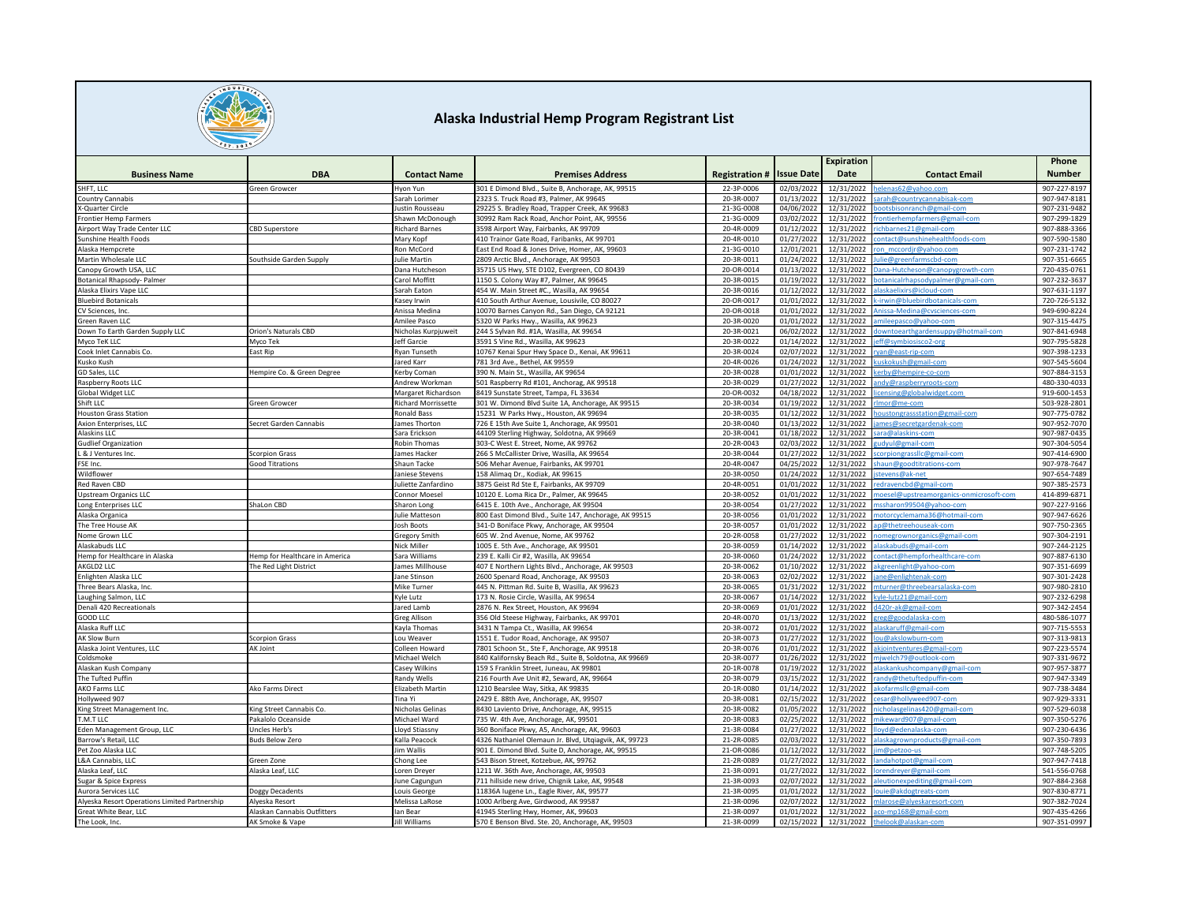# Alaska Industrial Hemp Program Registrant List

| Business Name | DBA | Contact Name | Premises Address | Registration # | Issue Date | Expiration Date | Contact Email | Phone Number |
|---|---|---|---|---|---|---|---|---|
| SHFT, LLC | Green Growcer | Hyon Yun | 301 E Dimond Blvd., Suite B, Anchorage, AK, 99515 | 22-3P-0006 | 02/03/2022 | 12/31/2022 | helenas62@yahoo.com | 907-227-8197 |
| Country Cannabis | | Sarah Lorimer | 2323 S. Truck Road #3, Palmer, AK 99645 | 20-3R-0007 | 01/13/2022 | 12/31/2022 | sarah@countrycannabisak-com | 907-947-8181 |
| X-Quarter Circle | | Justin Rousseau | 29225 S. Bradley Road, Trapper Creek, AK 99683 | 21-3G-0008 | 04/06/2022 | 12/31/2022 | bootsbisonranch@gmail-com | 907-231-9482 |
| Frontier Hemp Farmers | | Shawn McDonough | 30992 Ram Rack Road, Anchor Point, AK, 99556 | 21-3G-0009 | 03/02/2022 | 12/31/2022 | frontierhempfarmers@gmail-com | 907-299-1829 |
| Airport Way Trade Center LLC | CBD Superstore | Richard Barnes | 3598 Airport Way, Fairbanks, AK 99709 | 20-4R-0009 | 01/12/2022 | 12/31/2022 | richbarnes21@gmail-com | 907-888-3366 |
| Sunshine Health Foods | | Mary Kopf | 410 Trainor Gate Road, Faribanks, AK 99701 | 20-4R-0010 | 01/27/2022 | 12/31/2022 | contact@sunshinehealthfoods-com | 907-590-1580 |
| Alaska Hempcrete | | Ron McCord | East End Road & Jones Drive, Homer, AK, 99603 | 21-3G-0010 | 12/01/2021 | 12/31/2022 | ron_mccordjr@yahoo.com | 907-231-1742 |
| Martin Wholesale LLC | Southside Garden Supply | Julie Martin | 2809 Arctic Blvd., Anchorage, AK 99503 | 20-3R-0011 | 01/24/2022 | 12/31/2022 | Julie@greenfarmscbd-com | 907-351-6665 |
| Canopy Growth USA, LLC | | Dana Hutcheson | 35715 US Hwy, STE D102, Evergreen, CO 80439 | 20-OR-0014 | 01/13/2022 | 12/31/2022 | Dana-Hutcheson@canopygrowth-com | 720-435-0761 |
| Botanical Rhapsody- Palmer | | Carol Moffitt | 1150 S. Colony Way #7, Palmer, AK 99645 | 20-3R-0015 | 01/19/2022 | 12/31/2022 | botanicalrhapsodypalmer@gmail-com | 907-232-3637 |
| Alaska Elixirs Vape LLC | | Sarah Eaton | 454 W. Main Street #C., Wasilla, AK 99654 | 20-3R-0016 | 01/12/2022 | 12/31/2022 | alaskaelixirs@icloud-com | 907-631-1197 |
| Bluebird Botanicals | | Kasey Irwin | 410 South Arthur Avenue, Lousivle, CO 80027 | 20-OR-0017 | 01/01/2022 | 12/31/2022 | k-irwin@bluebirdbotanicals-com | 720-726-5132 |
| CV Sciences, Inc. | | Anissa Medina | 10070 Barnes Canyon Rd., San Diego, CA 92121 | 20-OR-0018 | 01/01/2022 | 12/31/2022 | Anissa-Medina@cvsciences-com | 949-690-8224 |
| Green Raven LLC | | Amilee Pasco | 5320 W Parks Hwy., Wasilla, AK 99623 | 20-3R-0020 | 01/01/2022 | 12/31/2022 | amileepasco@yahoo-com | 907-315-4475 |
| Down To Earth Garden Supply LLC | Orion's Naturals CBD | Nicholas Kurpjuweit | 244 S Sylvan Rd. #1A, Wasilla, AK 99654 | 20-3R-0021 | 06/02/2022 | 12/31/2022 | downtoearthgardensuppy@hotmail-com | 907-841-6948 |
| Myco TeK LLC | Myco Tek | Jeff Garcie | 3591 S Vine Rd., Wasilla, AK 99623 | 20-3R-0022 | 01/14/2022 | 12/31/2022 | jeff@symbiosisco2-org | 907-795-5828 |
| Cook Inlet Cannabis Co. | East Rip | Ryan Tunseth | 10767 Kenai Spur Hwy Space D., Kenai, AK 99611 | 20-3R-0024 | 02/07/2022 | 12/31/2022 | ryan@east-rip-com | 907-398-1233 |
| Kusko Kush | | Jared Karr | 781 3rd Ave., Bethel, AK 99559 | 20-4R-0026 | 01/24/2022 | 12/31/2022 | kuskokush@gmail-com | 907-545-5604 |
| GD Sales, LLC | Hempire Co. & Green Degree | Kerby Coman | 390 N. Main St., Wasilla, AK 99654 | 20-3R-0028 | 01/01/2022 | 12/31/2022 | kerby@hempire-co-com | 907-884-3153 |
| Raspberry Roots LLC | | Andrew Workman | 501 Raspberry Rd #101, Anchorag, AK 99518 | 20-3R-0029 | 01/27/2022 | 12/31/2022 | andy@raspberryroots-com | 480-330-4033 |
| Global Widget LLC | | Margaret Richardson | 8419 Sunstate Street, Tampa, FL 33634 | 20-OR-0032 | 04/18/2022 | 12/31/2022 | licensing@globalwidget.com | 919-600-1453 |
| Shift LLC | Green Growcer | Richard Morrissette | 301 W. Dimond Blvd Suite 1A, Anchorage, AK 99515 | 20-3R-0034 | 01/19/2022 | 12/31/2022 | rlmor@me-com | 503-928-2801 |
| Houston Grass Station | | Ronald Bass | 15231 W Parks Hwy., Houston, AK 99694 | 20-3R-0035 | 01/12/2022 | 12/31/2022 | houstongrassstation@gmail-com | 907-775-0782 |
| Axion Enterprises, LLC | Secret Garden Cannabis | James Thorton | 726 E 15th Ave Suite 1, Anchorage, AK 99501 | 20-3R-0040 | 01/13/2022 | 12/31/2022 | james@secretgardenak-com | 907-952-7070 |
| Alaskins LLC | | Sara Erickson | 44109 Sterling Highway, Soldotna, AK 99669 | 20-3R-0041 | 01/18/2022 | 12/31/2022 | sara@alaskins-com | 907-987-0435 |
| Gudlief Organization | | Robin Thomas | 303-C West E. Street, Nome, AK 99762 | 20-2R-0043 | 02/03/2022 | 12/31/2022 | gudyul@gmail-com | 907-304-5054 |
| L & J Ventures Inc. | Scorpion Grass | James Hacker | 266 S McCallister Drive, Wasilla, AK 99654 | 20-3R-0044 | 01/27/2022 | 12/31/2022 | scorpiongrassllc@gmail-com | 907-414-6900 |
| FSE Inc. | Good Titrations | Shaun Tacke | 506 Mehar Avenue, Fairbanks, AK 99701 | 20-4R-0047 | 04/25/2022 | 12/31/2022 | shaun@goodtitrations-com | 907-978-7647 |
| Wildflower | | Janiese Stevens | 158 Alimaq Dr., Kodiak, AK 99615 | 20-3R-0050 | 01/24/2022 | 12/31/2022 | jstevens@ak-net | 907-654-7489 |
| Red Raven CBD | | Juliette Zanfardino | 3875 Geist Rd Ste E, Fairbanks, AK 99709 | 20-4R-0051 | 01/01/2022 | 12/31/2022 | redravencbd@gmail-com | 907-385-2573 |
| Upstream Organics LLC | | Connor Moesel | 10120 E. Loma Rica Dr., Palmer, AK 99645 | 20-3R-0052 | 01/01/2022 | 12/31/2022 | moesel@upstreamorganics-onmicrosoft-com | 414-899-6871 |
| Long Enterprises LLC | ShaLon CBD | Sharon Long | 6415 E. 10th Ave., Anchorage, AK 99504 | 20-3R-0054 | 01/27/2022 | 12/31/2022 | mssharon99504@yahoo-com | 907-227-9166 |
| Alaska Organica | | Julie Matteson | 800 East Dimond Blvd., Suite 147, Anchorage, AK 99515 | 20-3R-0056 | 01/01/2022 | 12/31/2022 | motorcyclemama36@hotmail-com | 907-947-6626 |
| The Tree House AK | | Josh Boots | 341-D Boniface Pkwy, Anchorage, AK 99504 | 20-3R-0057 | 01/01/2022 | 12/31/2022 | ap@thetreehouseak-com | 907-750-2365 |
| Nome Grown LLC | | Gregory Smith | 605 W. 2nd Avenue, Nome, AK 99762 | 20-2R-0058 | 01/27/2022 | 12/31/2022 | nomegrownorganics@gmail-com | 907-304-2191 |
| Alaskabuds LLC | | Nick Miller | 1005 E. 5th Ave., Anchorage, AK 99501 | 20-3R-0059 | 01/14/2022 | 12/31/2022 | alaskabuds@gmail-com | 907-244-2125 |
| Hemp for Healthcare in Alaska | Hemp for Healthcare in America | Sara Williams | 239 E. Kalli Cir #2, Wasilla, AK 99654 | 20-3R-0060 | 01/24/2022 | 12/31/2022 | contact@hempforhealthcare-com | 907-887-6130 |
| AKGLD2 LLC | The Red Light District | James Millhouse | 407 E Northern Lights Blvd., Anchorage, AK 99503 | 20-3R-0062 | 01/10/2022 | 12/31/2022 | akgreenlight@yahoo-com | 907-351-6699 |
| Enlighten Alaska LLC | | Jane Stinson | 2600 Spenard Road, Anchorage, AK 99503 | 20-3R-0063 | 02/02/2022 | 12/31/2022 | jane@enlightenak-com | 907-301-2428 |
| Three Bears Alaska, Inc. | | Mike Turner | 445 N. Pittman Rd. Suite B, Wasilla, AK 99623 | 20-3R-0065 | 01/31/2022 | 12/31/2022 | mturner@threebearsalaska-com | 907-980-2810 |
| Laughing Salmon, LLC | | Kyle Lutz | 173 N. Rosie Circle, Wasilla, AK 99654 | 20-3R-0067 | 01/14/2022 | 12/31/2022 | kyle-lutz21@gmail-com | 907-232-6298 |
| Denali 420 Recreationals | | Jared Lamb | 2876 N. Rex Street, Houston, AK 99694 | 20-3R-0069 | 01/01/2022 | 12/31/2022 | d420r-ak@gmail-com | 907-342-2454 |
| GOOD LLC | | Greg Allison | 356 Old Steese Highway, Fairbanks, AK 99701 | 20-4R-0070 | 01/13/2022 | 12/31/2022 | greg@goodalaska-com | 480-586-1077 |
| Alaska Ruff LLC | | Kayla Thomas | 3431 N Tampa Ct., Wasilla, AK 99654 | 20-3R-0072 | 01/01/2022 | 12/31/2022 | alaskaruff@gmail-com | 907-715-5553 |
| AK Slow Burn | Scorpion Grass | Lou Weaver | 1551 E. Tudor Road, Anchorage, AK 99507 | 20-3R-0073 | 01/27/2022 | 12/31/2022 | lou@akslowburn-com | 907-313-9813 |
| Alaska Joint Ventures, LLC | AK Joint | Colleen Howard | 7801 Schoon St., Ste F, Anchorage, AK 99518 | 20-3R-0076 | 01/01/2022 | 12/31/2022 | akjointventures@gmail-com | 907-223-5574 |
| Coldsmoke | | Michael Welch | 840 Kalifornsky Beach Rd., Suite B, Soldotna, AK 99669 | 20-3R-0077 | 01/26/2022 | 12/31/2022 | mjwelch79@outlook-com | 907-331-9672 |
| Alaskan Kush Company | | Casey Wilkins | 159 S Franklin Street, Juneau, AK 99801 | 20-1R-0078 | 01/19/2022 | 12/31/2022 | alaskankushcompany@gmail-com | 907-957-3877 |
| The Tufted Puffin | | Randy Wells | 216 Fourth Ave Unit #2, Seward, AK 99664 | 20-3R-0079 | 03/15/2022 | 12/31/2022 | randy@thetuftedpuffin-com | 907-947-3349 |
| AKO Farms LLC | Ako Farms Direct | Elizabeth Martin | 1210 Bearslee Way, Sitka, AK 99835 | 20-1R-0080 | 01/14/2022 | 12/31/2022 | akofarmsllc@gmail-com | 907-738-3484 |
| Hollyweed 907 | | Tina Yi | 2429 E. 88th Ave, Anchorage, AK, 99507 | 20-3R-0081 | 02/15/2022 | 12/31/2022 | cesar@hollyweed907-com | 907-929-3331 |
| King Street Management Inc. | King Street Cannabis Co. | Nicholas Gelinas | 8430 Laviento Drive, Anchorage, AK 99515 | 20-3R-0082 | 01/05/2022 | 12/31/2022 | nicholasgelinas420@gmail-com | 907-529-6038 |
| T.M.T LLC | Pakalolo Oceanside | Michael Ward | 735 W. 4th Ave, Anchorage, AK, 99501 | 20-3R-0083 | 02/25/2022 | 12/31/2022 | mikeward907@gmail-com | 907-350-5276 |
| Eden Management Group, LLC | Uncles Herb's | Lloyd Stiassny | 360 Boniface Pkwy, A5, Anchorage, AK, 99503 | 21-3R-0084 | 01/27/2022 | 12/31/2022 | lloyd@edenalaska-com | 907-230-6436 |
| Barrow's Retail, LLC | Buds Below Zero | Kalla Peacock | 4326 Nathaniel Olemaun Jr. Blvd, Utqiagvik, AK, 99723 | 21-2R-0085 | 02/03/2022 | 12/31/2022 | alaskagrownproducts@gmail-com | 907-350-7893 |
| Pet Zoo Alaska LLC | | Jim Wallis | 901 E. Dimond Blvd. Suite D, Anchorage, AK, 99515 | 21-OR-0086 | 01/12/2022 | 12/31/2022 | jim@petzoo-us | 907-748-5205 |
| L&A Cannabis, LLC | Green Zone | Chong Lee | 543 Bison Street, Kotzebue, AK, 99752 | 21-2R-0089 | 01/27/2022 | 12/31/2022 | landahotpot@gmail-com | 907-947-7418 |
| Alaska Leaf, LLC | Alaska Leaf, LLC | Loren Dreyer | 1211 W. 36th Ave, Anchorage, AK, 99503 | 21-3R-0091 | 01/27/2022 | 12/31/2022 | lorendreyer@gmail-com | 541-556-0768 |
| Sugar & Spice Express | | June Cagungun | 711 hillside new drive, Chignik Lake, AK, 99548 | 21-3R-0093 | 02/07/2022 | 12/31/2022 | aleutionexpediting@gmail-com | 907-884-2368 |
| Aurora Services LLC | Doggy Decadents | Louis George | 11836A lugene Ln., Eagle River, AK, 99577 | 21-3R-0095 | 01/01/2022 | 12/31/2022 | louie@akdogtreats-com | 907-830-8771 |
| Alyeska Resort Operations Limited Partnership | Alyeska Resort | Melissa LaRose | 1000 Arlberg Ave, Girdwood, AK 99587 | 21-3R-0096 | 02/07/2022 | 12/31/2022 | mlarose@alyeskaresort-com | 907-382-7024 |
| Great White Bear, LLC | Alaskan Cannabis Outfitters | Ian Bear | 41945 Sterling Hwy, Homer, AK, 99603 | 21-3R-0097 | 01/01/2022 | 12/31/2022 | aco-mp168@gmail-com | 907-435-4266 |
| The Look, Inc. | AK Smoke & Vape | Jill Williams | 570 E Benson Blvd. Ste. 20, Anchorage, AK, 99503 | 21-3R-0099 | 02/15/2022 | 12/31/2022 | thelook@alaskan-com | 907-351-0997 |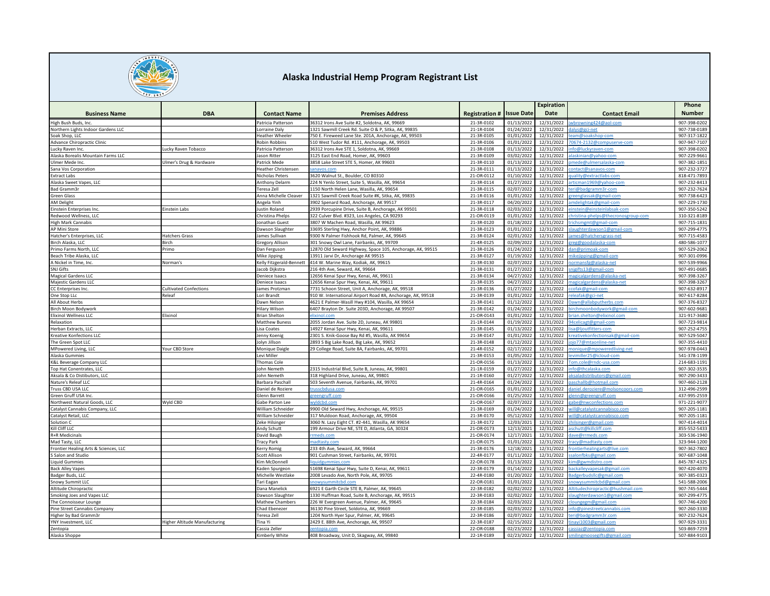# Alaska Industrial Hemp Program Registrant List

| Business Name | DBA | Contact Name | Premises Address | Registration # | Issue Date | Expiration Date | Contact Email | Phone Number |
|---|---|---|---|---|---|---|---|---|
| High Bush Buds, Inc. | | Patricia Patterson | 36312 Irons Ave Suite #2, Soldotna, AK, 99669 | 21-3R-0102 | 01/13/2022 | 12/31/2022 | jwbrowning424@aol-com | 907-398-0202 |
| Northern Lights Indoor Gardens LLC | | Lorraine Daly | 1321 Sawmill Creek Rd. Suite O & P, Sitka, AK, 99835 | 21-1R-0104 | 01/24/2022 | 12/31/2022 | dalys@gci-net | 907-738-0189 |
| Soak Shop, LLC | | Heather Wheeler | 750 E. Fireweed Lane Ste. 201A, Anchorage, AK, 99503 | 21-3R-0105 | 01/01/2022 | 12/31/2022 | team@soakshop-com | 907-317-1822 |
| Advance Chiropractic Clinic | | Robin Robbins | 510 West Tudor Rd. #111, Anchorage, AK, 99503 | 21-3R-0106 | 01/01/2022 | 12/31/2022 | 70674-2132@compuserve-com | 907-947-7107 |
| Lucky Raven Inc. | Lucky Raven Tobacco | Patricia Patterson | 36312 Irons Ave STE 1, Soldotna, AK, 99669 | 21-3R-0108 | 01/13/2022 | 12/31/2022 | info@luckyraven-com | 907-398-0202 |
| Alaska Borealis Mountain Farms LLC | | Jason Ritter | 3125 East End Road, Homer, AK, 99603 | 21-3R-0109 | 03/02/2022 | 12/31/2022 | alaskinian@yahoo-com | 907-229-9661 |
| Ulmer Mede Inc. | Ulmer's Drug & Hardware | Patrick Mede | 3858 Lake Street STE 5, Homer, AK 99603 | 21-3R-0110 | 01/13/2022 | 12/31/2022 | pmede@ulmersalaska-com | 907-382-1851 |
| Sana Vos Corporation | | Heather Christensen | sanavos.com | 21-3R-0111 | 01/13/2022 | 12/31/2022 | contact@sanavos-com | 907-232-3727 |
| Extract Labs | | Nicholas Peters | 3620 Walnut St., Boulder, CO 80310 | 21-OR-0112 | 01/10/2022 | 12/31/2022 | quality@extractlabs-com | 818-471-7893 |
| Alaska Sweet Vapes, LLC | | Anthony Delarm | 224 N Yenlo Street, Suite 5, Wasilla, AK, 99654 | 21-3R-0114 | 01/27/2022 | 12/31/2022 | articman1969@yahoo-com | 907-232-8413 |
| Bad Gramm3r | | Teresa Zell | 1150 North Helen Lane, Wasilla, AK, 99654 | 21-3R-0115 | 02/07/2022 | 12/31/2022 | teri@badgramm3r-com | 907-232-7624 |
| Green Glass | | Anna Michelle Cleaver | 1321 Sawmill Creek Road Suite #K, Sitka, AK, 99835 | 21-1R-0116 | 01/01/2022 | 12/31/2022 | greenglassak@gmail-com | 907-738-6423 |
| AM Delight | | Angela Yinh | 3902 Spenard Road, Anchorage, AK 99517 | 21-3R-0117 | 04/20/2022 | 12/31/2022 | amdelightak@gmail-com | 907-229-1730 |
| Einstein Enterprises Inc. | Einstein Labs | Justin Roland | 2939 Porcupine Drive, Suite B, Anchorage, AK 99501 | 21-3R-0118 | 02/03/2022 | 12/31/2022 | einstein@einsteinlabsak-com | 907-350-5242 |
| Redwood Wellness, LLC | | Christina Phelps | 322 Culver Blvd. #323, Los Angeles, CA 90293 | 21-OR-0119 | 01/01/2022 | 12/31/2022 | christina-phelps@thecronosgroup-com | 310-321-8189 |
| High Mark Cannabis | | Jonathan Guest | 3807 W Machen Road, Wasilla, AK 99623 | 21-3R-0120 | 01/18/2022 | 12/31/2022 | trichsmgmt@gmail-com | 907-715-1831 |
| AP Mini Store | | Dawson Slaughter | 33695 Sterling Hwy, Anchor Point, AK, 99886 | 21-3R-0123 | 01/01/2022 | 12/31/2022 | slaughterdawson1@gmail-com | 907-299-4775 |
| Hatcher's Enterprises, LLC | Hatchers Grass | James Sullivan | 9300 N Palmer Fishhook Rd, Palmer, AK, 99645 | 21-3R-0124 | 02/01/2022 | 12/31/2022 | james@hatchersgrass-net | 907-715-4583 |
| Birch Alaska, LLC | Birch | Gregory Allison | 301 Snowy Owl Lane, Fairbanks, AK, 99709 | 21-4R-0125 | 02/09/2022 | 12/31/2022 | greg@goodalaska-com | 480-586-1077 |
| Primo Farms North, LLC | Primo | Dan Ferguson | 12870 Old Seward Highway, Space 105, Anchorage, AK, 99515 | 21-3R-0126 | 01/24/2022 | 12/31/2022 | dan@primoak-com | 907-529-2062 |
| Beach Tribe Alaska, LLC | | Mike Jipping | 13911 Jarvi Dr, Anchorage AK 99515 | 21-3R-0127 | 01/19/2022 | 12/31/2022 | mikejipping@gmail-com | 907-301-0996 |
| A Nickel in Time, Inc. | Norman's | Kelly Fitzgerald-Bennett | 414 W. Marine Way, Kodiak, AK, 99615 | 21-3R-0130 | 02/07/2022 | 12/31/2022 | normansfg@alaska-net | 907-539-9966 |
| SNJ Gifts | | Jacob Dijkstra | 216 4th Ave, Seward, AK, 99664 | 21-3R-0131 | 01/27/2022 | 12/31/2022 | snjgifts13@gmail-com | 907-491-0685 |
| Magical Gardens LLC | | Deniece Isaacs | 12656 Kenai Spur Hwy, Kenai, AK, 99611 | 21-3R-0134 | 04/27/2022 | 12/31/2022 | magicalgardens@alaska-net | 907-398-3267 |
| Majestic Gardens LLC | | Deniece Isaacs | 12656 Kenai Spur Hwy, Kenai, AK, 99611 | 21-3R-0135 | 04/27/2022 | 12/31/2022 | magicalgardens@alaska-net | 907-398-3267 |
| CC Enterprises Inc. | Cultivated Confections | James Protzman | 7731 Schoon Street, Unit A, Anchorage, AK, 99518 | 21-3R-0136 | 01/27/2022 | 12/31/2022 | ccofak@gmail-com | 907-632-8917 |
| One Stop LLc | Releaf | Lori Brandt | 910 W. International Airport Road #A, Anchorage, AK, 99518 | 21-3R-0139 | 01/01/2022 | 12/31/2022 | releafak@gci-net | 907-617-8284 |
| All About Herbs | | Dawn Nelson | 4621 E Palmer-Wasill Hwy #104, Wasilla, AK 99654 | 21-3R-0141 | 01/12/2022 | 12/31/2022 | Dawn@allabputherbs.com | 907-376-8327 |
| Birch Moon Bodywork | | Hilary Wilson | 6407 Brayton Dr. Suite 203D, Anchorage, AK 99507 | 21-3R-0142 | 01/24/2022 | 12/31/2022 | birchmoonbodywork@gmail-com | 907-602-9681 |
| Elixinol Wellness LLC | Elixinol | Brian Shelton | elixinol.com | 21-OR-0143 | 01/01/2022 | 12/31/2022 | brian.shelton@elixinol.com | 321-917-3680 |
| Relaxation | | Matthew Buness | 2055 Jordan Ave. Suite 2D, Juneau, AK 99801 | 21-1R-0144 | 01/19/2022 | 12/31/2022 | 94celicagt@gmail-com | 907-723-9814 |
| Herban Extracts, LLC | | Lisa Coates | 14927 Kenai Spur Hwy, Kenai, AK, 99611 | 21-3R-0145 | 01/13/2022 | 12/31/2022 | lisa@ljoutfitters-com | 907-252-4755 |
| Kreative Konfections LLC | | Jenny Koenig | 2301 S. Knik-Goose Bay Rd #5, Wasilla, AK 99654 | 21-3R-0147 | 01/01/2022 | 12/31/2022 | kreativekonfectionsak@gmail-com | 907-529-5047 |
| The Green Spot LLC | | Jolyn Jillson | 2893 S Big Lake Road, Big Lake, AK, 99652 | 21-3R-0148 | 01/12/2022 | 12/31/2022 | jojo77@mtaonline-net | 907-355-4410 |
| MPowered Living, LLC | Your CBD Store | Monique Daigle | 29 College Road, Suite 8A, Fairbanks, AK, 99701 | 21-4R-0152 | 02/17/2022 | 12/31/2022 | monique@mpoweredliving-net | 907-978-0443 |
| Alaska Gummies | | Levi Miller | | 21-3R-0153 | 01/05/2022 | 12/31/2022 | levimiller25@icloud-com | 541-378-1199 |
| K&L Beverage Company LLC | | Thomas Cole | | 21-OR-0156 | 01/13/2022 | 12/31/2022 | Tom.cole@rndc-usa.com | 214-683-1191 |
| Top Hat Conentrates, LLC | | John Nemeth | 2315 Industrial Blvd, Suite B, Juneau, AK, 99801 | 21-1R-0159 | 01/27/2022 | 12/31/2022 | info@thcalaska.com | 907-302-3535 |
| Aksala & Co Distibutors, LLC | | John Nemeth | 318 Highland Drive, Juneau, AK, 99801 | 21-1R-0160 | 01/27/2022 | 12/31/2022 | aksaladistributors@gmail.com | 907-290-3433 |
| Nature's Releaf LLC | | Barbara Paschall | 503 Seventh Avenue, Fairbanks, AK, 99701 | 21-4R-0164 | 01/24/2022 | 12/31/2022 | paschallb@hotmail.com | 907-460-2128 |
| Truss CBD USA LLC | | Daniel de Roziere | trusscbdusa.com | 21-OR-0165 | 01/01/2022 | 12/31/2022 | daniel.deroziere@molsoncoors.com | 312-496-2599 |
| Green Gruff USA Inc. | | Glenn Barrett | greengruff.com | 21-OR-0166 | 01/25/2022 | 12/31/2022 | glenn@greengruff.com | 437-995-2559 |
| Northwest Natural Goods, LLC | Wyld CBD | Gabe Parton Lee | wyldcbd.com | 21-OR-0167 | 02/07/2022 | 12/31/2022 | gabe@nwconfections.com | 971-221-9077 |
| Catalyst Cannabis Company, LLC | | William Schneider | 9900 Old Seward Hwy, Anchorage, AK, 99515 | 21-3R-0169 | 01/24/2022 | 12/31/2022 | will@catalystcannabisco.com | 907-205-1181 |
| Catalyst Retail, LLC | | William Schneider | 317 Muldoon Road, Anchorage, AK, 99504 | 21-3R-0170 | 05/12/2022 | 12/31/2022 | will@catalystcannabisco.com | 907-205-1181 |
| Solution C | | Zeke Hilsinger | 3060 N. Lazy Eight CT. #2-441, Wasilla, AK 99654 | 21-3R-0172 | 12/03/2021 | 12/31/2022 | zhilsinger@gmail.com | 907-414-4014 |
| Kill Cliff LLC | | Andy Schutt | 199 Armour Drive NE, STE D, Atlanta, GA, 30324 | 21-OR-0173 | 12/13/2021 | 12/31/2022 | aschutt@killcliff.com | 855-552-5433 |
| R+R Medicinals | | David Baugh | rrmeds.com | 21-OR-0174 | 12/17/2021 | 12/31/2022 | dave@rrmeds.com | 303-536-1940 |
| Mad Tasty, LLC | | Tracy Park | madtasty.com | 21-OR-0175 | 01/01/2022 | 12/31/2022 | tracy@madtasty.com | 323-944-1200 |
| Frontier Healing Arts & Sciences, LLC | | Kerry Romig | 233 4th Ave, Seward, AK, 99664 | 21-3R-0176 | 12/18/2021 | 12/31/2022 | frontierhealingarts@live.com | 907-362-7802 |
| S Salon and Studio | | Scott Allison | 901 Cushman Street, Fairbanks, AK, 99701 | 22-4R-0177 | 01/11/2022 | 12/31/2022 | ssalonfbks@gmail.com | 907-687-1048 |
| Liquid Gummies | | Kim McDonnell | liquidgummies.com | 22-OR-0178 | 01/13/2022 | 12/31/2022 | kim@gwmdistro.com | 845-787-4325 |
| Back Alley Vapes | | Kaden Spurgeon | 51698 Kenai Spur Hwy, Suite D, Kenai, AK, 99611 | 22-3R-0179 | 01/14/2022 | 12/31/2022 | backalleyvapesak@gmail.com | 907-420-4070 |
| Badger Buds, LLC | | Michelle Westlake | 2008 Levado Ave, North Pole, AK, 99705 | 22-4R-0180 | 01/20/2022 | 12/31/2022 | Badgerbudsllc@gmail.com | 907-385-0323 |
| Snowy Summit LLC | | Tari Eagan | snowysummitcbd.com | 22-OR-0181 | 01/01/2022 | 12/31/2022 | snowysummitcbd@gmail.com | 541-588-2006 |
| Altitude Chiropractic | | Dana Manelick | 6921 E Garth Circle STE B, Palmer, AK, 99645 | 22-3R-0182 | 02/02/2022 | 12/31/2022 | Altitudechiropractic@hushmail.com | 907-745-5444 |
| Smoking Joes and Vapes LLC | | Dawson Slaughter | 1330 Huffman Road, Suite B, Anchorage, AK, 99515 | 22-3R-0183 | 02/02/2022 | 12/31/2022 | slaughterdawson1@gmail.com | 907-299-4775 |
| The Connoisseur Lounge | | Mathew Chambers | 226 W Evergreen Avenue, Palmer, AK, 99645 | 22-3R-0184 | 02/03/2022 | 12/31/2022 | cloungegm@gmail.com | 907-746-4200 |
| Pine Street Cannabis Company | | Chad Ebenezer | 36130 Pine Street, Soldotna, AK, 99669 | 22-3R-0185 | 02/03/2022 | 12/31/2022 | info@pinestreetcannabis.com | 907-260-3330 |
| Higher by Bad Gramm3r | | Teresa Zell | 1204 North Hyer Spur, Palmer, AK, 99645 | 22-3R-0186 | 02/07/2022 | 12/31/2022 | teri@badgramm3r.com | 907-232-7624 |
| YNY Investment, LLC | Higher Altitude Manufacturing | Tina Yi | 2429 E. 88th Ave, Anchorage, AK, 99507 | 22-3R-0187 | 02/15/2022 | 12/31/2022 | tinayi1003@gmail.com | 907-929-3331 |
| Zentopia | | Cassia Zeller | zentopia.com | 22-OR-0188 | 02/23/2022 | 12/31/2022 | cassiaz@zentopia.com | 503-869-7259 |
| Alaska Shoppe | | Kimberly White | 408 Broadway, Unit D, Skagway, AK, 99840 | 22-1R-0189 | 02/23/2022 | 12/31/2022 | smilingmoosegifts@gmail.com | 507-884-9103 |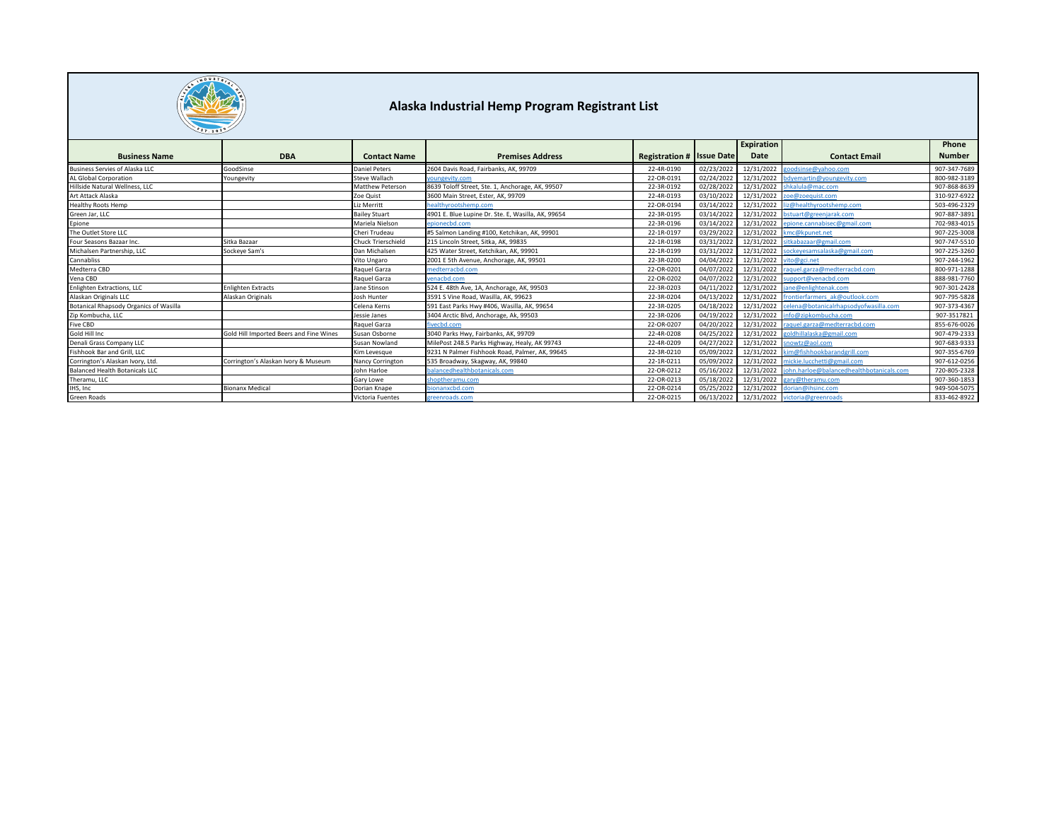# Alaska Industrial Hemp Program Registrant List

| Business Name | DBA | Contact Name | Premises Address | Registration # | Issue Date | Expiration Date | Contact Email | Phone Number |
|---|---|---|---|---|---|---|---|---|
| Business Servies of Alaska LLC | GoodSinse | Daniel Peters | 2604 Davis Road, Fairbanks, AK, 99709 | 22-4R-0190 | 02/23/2022 | 12/31/2022 | goodsinse@yahoo.com | 907-347-7689 |
| AL Global Corporation | Youngevity | Steve Wallach | youngevity.com | 22-OR-0191 | 02/24/2022 | 12/31/2022 | bdyemartin@youngevity.com | 800-982-3189 |
| Hillside Natural Wellness, LLC | | Matthew Peterson | 8639 Toloff Street, Ste. 1, Anchorage, AK, 99507 | 22-3R-0192 | 02/28/2022 | 12/31/2022 | shkalula@mac.com | 907-868-8639 |
| Art Attack Alaska | | Zoe Quist | 3600 Main Street, Ester, AK, 99709 | 22-4R-0193 | 03/10/2022 | 12/31/2022 | zoe@zoequist.com | 310-927-6922 |
| Healthy Roots Hemp | | Liz Merritt | healthyrootshemp.com | 22-OR-0194 | 03/14/2022 | 12/31/2022 | liz@healthyrootshemp.com | 503-496-2329 |
| Green Jar, LLC | | Bailey Stuart | 4901 E. Blue Lupine Dr. Ste. E, Wasilla, AK, 99654 | 22-3R-0195 | 03/14/2022 | 12/31/2022 | bstuart@greenjarak.com | 907-887-3891 |
| Epione | | Mariela Nielson | epionecbd.com | 22-3R-0196 | 03/14/2022 | 12/31/2022 | epione.cannabisec@gmail.com | 702-983-4015 |
| The Outlet Store LLC | | Cheri Trudeau | #5 Salmon Landing #100, Ketchikan, AK, 99901 | 22-1R-0197 | 03/29/2022 | 12/31/2022 | kmc@kpunet.net | 907-225-3008 |
| Four Seasons Bazaar Inc. | Sitka Bazaar | Chuck Trierschield | 215 Lincoln Street, Sitka, AK, 99835 | 22-1R-0198 | 03/31/2022 | 12/31/2022 | sitkabazaar@gmail.com | 907-747-5510 |
| Michalsen Partnership, LLC | Sockeye Sam's | Dan Michalsen | 425 Water Street, Ketchikan, AK, 99901 | 22-1R-0199 | 03/31/2022 | 12/31/2022 | sockeyesamsalaska@gmail.com | 907-225-3260 |
| Cannabliss | | Vito Ungaro | 2001 E 5th Avenue, Anchorage, AK, 99501 | 22-3R-0200 | 04/04/2022 | 12/31/2022 | vito@gci.net | 907-244-1962 |
| Medterra CBD | | Raquel Garza | medterracbd.com | 22-OR-0201 | 04/07/2022 | 12/31/2022 | raquel.garza@medterracbd.com | 800-971-1288 |
| Vena CBD | | Raquel Garza | venacbd.com | 22-OR-0202 | 04/07/2022 | 12/31/2022 | support@venacbd.com | 888-981-7760 |
| Enlighten Extractions, LLC | Enlighten Extracts | Jane Stinson | 524 E. 48th Ave, 1A, Anchorage, AK, 99503 | 22-3R-0203 | 04/11/2022 | 12/31/2022 | jane@enlightenak.com | 907-301-2428 |
| Alaskan Originals LLC | Alaskan Originals | Josh Hunter | 3591 S Vine Road, Wasilla, AK, 99623 | 22-3R-0204 | 04/13/2022 | 12/31/2022 | frontierfarmers_ak@outlook.com | 907-795-5828 |
| Botanical Rhapsody Organics of Wasilla | | Celena Kerns | 591 East Parks Hwy #406, Wasilla, AK, 99654 | 22-3R-0205 | 04/18/2022 | 12/31/2022 | celena@botanicalrhapsodyofwasilla.com | 907-373-4367 |
| Zip Kombucha, LLC | | Jessie Janes | 3404 Arctic Blvd, Anchorage, Ak, 99503 | 22-3R-0206 | 04/19/2022 | 12/31/2022 | info@zipkombucha.com | 907-3517821 |
| Five CBD | | Raquel Garza | fivecbd.com | 22-OR-0207 | 04/20/2022 | 12/31/2022 | raquel.garza@medterracbd.com | 855-676-0026 |
| Gold Hill Inc | Gold Hill Imported Beers and Fine Wines | Susan Osborne | 3040 Parks Hwy, Fairbanks, AK, 99709 | 22-4R-0208 | 04/25/2022 | 12/31/2022 | goldhillalaska@gmail.com | 907-479-2333 |
| Denali Grass Company LLC | | Susan Nowland | MilePost 248.5 Parks Highway, Healy, AK 99743 | 22-4R-0209 | 04/27/2022 | 12/31/2022 | snowtz@aol.com | 907-683-9333 |
| Fishhook Bar and Grill, LLC | | Kim Levesque | 9231 N Palmer Fishhook Road, Palmer, AK, 99645 | 22-3R-0210 | 05/09/2022 | 12/31/2022 | kim@fishhookbarandgrill.com | 907-355-6769 |
| Corrington's Alaskan Ivory, Ltd. | Corrington's Alaskan Ivory & Museum | Nancy Corrington | 535 Broadway, Skagway, AK, 99840 | 22-1R-0211 | 05/09/2022 | 12/31/2022 | mickie.lucchetti@gmail.com | 907-612-0256 |
| Balanced Health Botanicals LLC | | John Harloe | balancedhealthbotanicals.com | 22-OR-0212 | 05/16/2022 | 12/31/2022 | john.harloe@balancedhealthbotanicals.com | 720-805-2328 |
| Theramu, LLC | | Gary Lowe | shoptheramu.com | 22-OR-0213 | 05/18/2022 | 12/31/2022 | gary@theramu.com | 907-360-1853 |
| IHS, Inc | Bionanx Medical | Dorian Knape | bionanxcbd.com | 22-OR-0214 | 05/25/2022 | 12/31/2022 | dorian@ihsinc.com | 949-504-5075 |
| Green Roads | | Victoria Fuentes | greenroads.com | 22-OR-0215 | 06/13/2022 | 12/31/2022 | victoria@greenroads | 833-462-8922 |